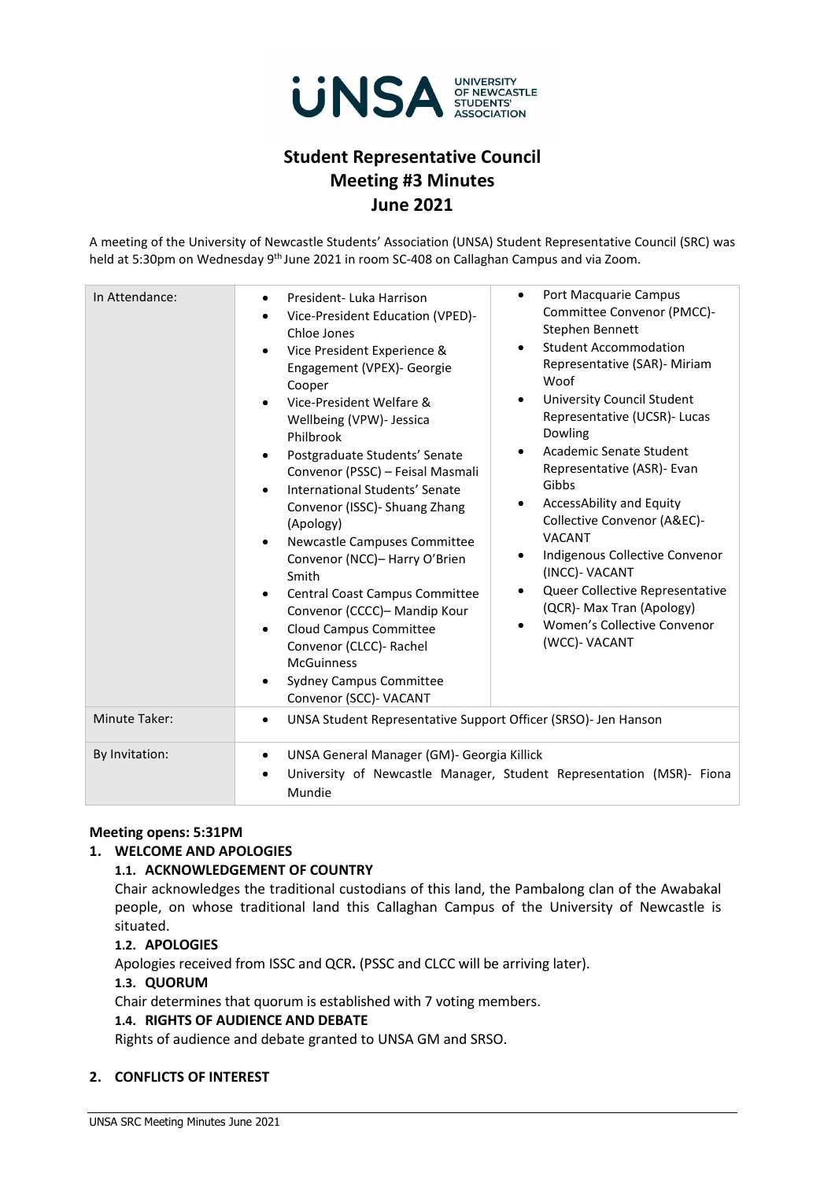# Student Representative Council
# Meeting #3 Minutes
# June 2021

A meeting of the University of Newcastle Students' Association (UNSA) Student Representative Council (SRC) was held at 5:30pm on Wednesday 9th June 2021 in room SC-408 on Callaghan Campus and via Zoom.

| | | |
|---|---|---|
| In Attendance: | • President- Luka Harrison<br>• Vice-President Education (VPED)- Chloe Jones<br>• Vice President Experience & Engagement (VPEX)- Georgie Cooper<br>• Vice-President Welfare & Wellbeing (VPW)- Jessica Philbrook<br>• Postgraduate Students' Senate Convenor (PSSC) – Feisal Masmali<br>• International Students' Senate Convenor (ISSC)- Shuang Zhang (Apology)<br>• Newcastle Campuses Committee Convenor (NCC)– Harry O'Brien Smith<br>• Central Coast Campus Committee Convenor (CCCC)– Mandip Kour<br>• Cloud Campus Committee Convenor (CLCC)- Rachel McGuinness<br>• Sydney Campus Committee Convenor (SCC)- VACANT | • Port Macquarie Campus Committee Convenor (PMCC)- Stephen Bennett<br>• Student Accommodation Representative (SAR)- Miriam Woof<br>• University Council Student Representative (UCSR)- Lucas Dowling<br>• Academic Senate Student Representative (ASR)- Evan Gibbs<br>• AccessAbility and Equity Collective Convenor (A&EC)- VACANT<br>• Indigenous Collective Convenor (INCC)- VACANT<br>• Queer Collective Representative (QCR)- Max Tran (Apology)<br>• Women's Collective Convenor (WCC)- VACANT |
| Minute Taker: | • UNSA Student Representative Support Officer (SRSO)- Jen Hanson | |
| By Invitation: | • UNSA General Manager (GM)- Georgia Killick<br>• University of Newcastle Manager, Student Representation (MSR)- Fiona Mundie | |

**Meeting opens: 5:31PM**

## 1. WELCOME AND APOLOGIES

### 1.1. ACKNOWLEDGEMENT OF COUNTRY

Chair acknowledges the traditional custodians of this land, the Pambalong clan of the Awabakal people, on whose traditional land this Callaghan Campus of the University of Newcastle is situated.

### 1.2. APOLOGIES

Apologies received from ISSC and QCR**.** (PSSC and CLCC will be arriving later).

### 1.3. QUORUM

Chair determines that quorum is established with 7 voting members.

### 1.4. RIGHTS OF AUDIENCE AND DEBATE

Rights of audience and debate granted to UNSA GM and SRSO.

## 2. CONFLICTS OF INTEREST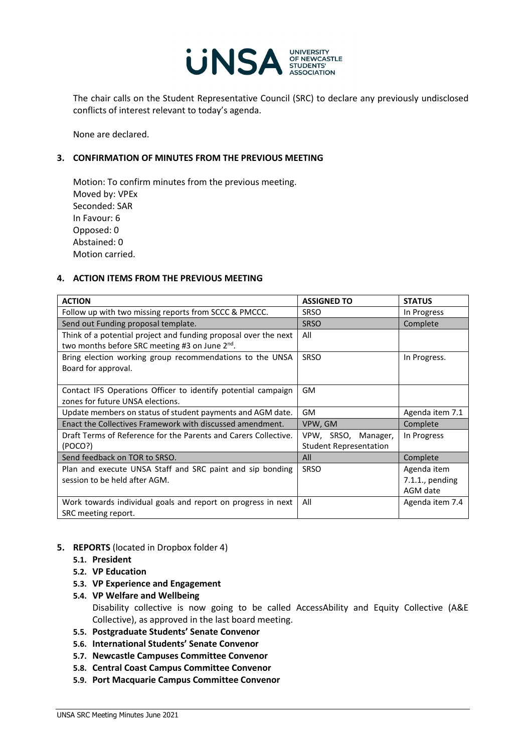The chair calls on the Student Representative Council (SRC) to declare any previously undisclosed conflicts of interest relevant to today's agenda.

None are declared.

## 3. CONFIRMATION OF MINUTES FROM THE PREVIOUS MEETING

Motion: To confirm minutes from the previous meeting.
Moved by: VPEx
Seconded: SAR
In Favour: 6
Opposed: 0
Abstained: 0
Motion carried.

## 4. ACTION ITEMS FROM THE PREVIOUS MEETING

| ACTION | ASSIGNED TO | STATUS |
|---|---|---|
| Follow up with two missing reports from SCCC & PMCCC. | SRSO | In Progress |
| Send out Funding proposal template. | SRSO | Complete |
| Think of a potential project and funding proposal over the next two months before SRC meeting #3 on June 2nd. | All | |
| Bring election working group recommendations to the UNSA Board for approval. | SRSO | In Progress. |
| Contact IFS Operations Officer to identify potential campaign zones for future UNSA elections. | GM | |
| Update members on status of student payments and AGM date. | GM | Agenda item 7.1 |
| Enact the Collectives Framework with discussed amendment. | VPW, GM | Complete |
| Draft Terms of Reference for the Parents and Carers Collective. (POCO?) | VPW, SRSO, Manager, Student Representation | In Progress |
| Send feedback on TOR to SRSO. | All | Complete |
| Plan and execute UNSA Staff and SRC paint and sip bonding session to be held after AGM. | SRSO | Agenda item 7.1.1., pending AGM date |
| Work towards individual goals and report on progress in next SRC meeting report. | All | Agenda item 7.4 |

## 5. REPORTS (located in Dropbox folder 4)

- **5.1. President**
- **5.2. VP Education**
- **5.3. VP Experience and Engagement**
- **5.4. VP Welfare and Wellbeing**
  Disability collective is now going to be called AccessAbility and Equity Collective (A&E Collective), as approved in the last board meeting.
- **5.5. Postgraduate Students' Senate Convenor**
- **5.6. International Students' Senate Convenor**
- **5.7. Newcastle Campuses Committee Convenor**
- **5.8. Central Coast Campus Committee Convenor**
- **5.9. Port Macquarie Campus Committee Convenor**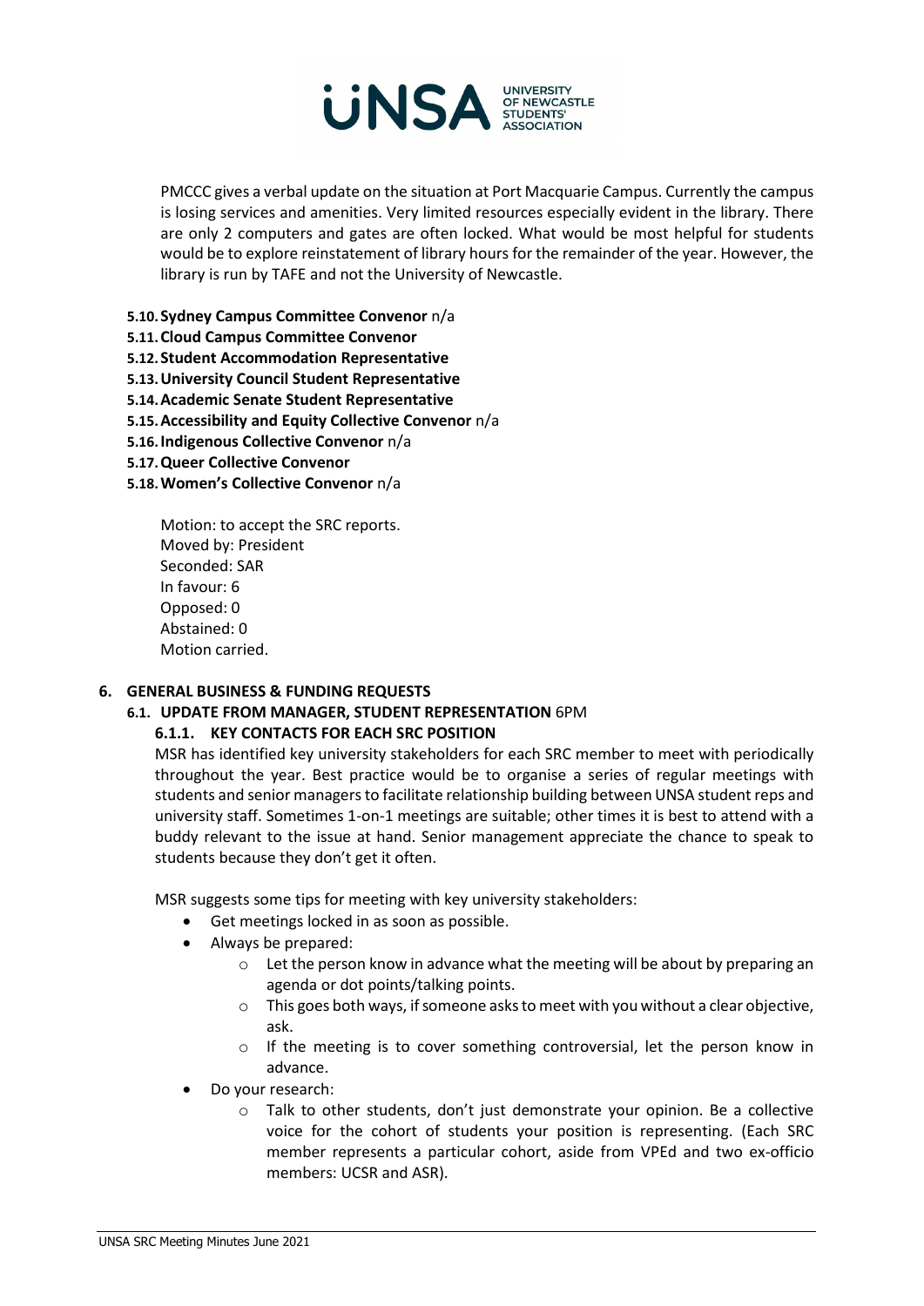PMCCC gives a verbal update on the situation at Port Macquarie Campus. Currently the campus is losing services and amenities. Very limited resources especially evident in the library. There are only 2 computers and gates are often locked. What would be most helpful for students would be to explore reinstatement of library hours for the remainder of the year. However, the library is run by TAFE and not the University of Newcastle.

**5.10. Sydney Campus Committee Convenor** n/a
**5.11. Cloud Campus Committee Convenor**
**5.12. Student Accommodation Representative**
**5.13. University Council Student Representative**
**5.14. Academic Senate Student Representative**
**5.15. Accessibility and Equity Collective Convenor** n/a
**5.16. Indigenous Collective Convenor** n/a
**5.17. Queer Collective Convenor**
**5.18. Women's Collective Convenor** n/a

Motion: to accept the SRC reports.
Moved by: President
Seconded: SAR
In favour: 6
Opposed: 0
Abstained: 0
Motion carried.

## 6. GENERAL BUSINESS & FUNDING REQUESTS

### 6.1. UPDATE FROM MANAGER, STUDENT REPRESENTATION 6PM

#### 6.1.1. KEY CONTACTS FOR EACH SRC POSITION

MSR has identified key university stakeholders for each SRC member to meet with periodically throughout the year. Best practice would be to organise a series of regular meetings with students and senior managers to facilitate relationship building between UNSA student reps and university staff. Sometimes 1-on-1 meetings are suitable; other times it is best to attend with a buddy relevant to the issue at hand. Senior management appreciate the chance to speak to students because they don't get it often.

MSR suggests some tips for meeting with key university stakeholders:

- Get meetings locked in as soon as possible.
- Always be prepared:
  - Let the person know in advance what the meeting will be about by preparing an agenda or dot points/talking points.
  - This goes both ways, if someone asks to meet with you without a clear objective, ask.
  - If the meeting is to cover something controversial, let the person know in advance.
- Do your research:
  - Talk to other students, don't just demonstrate your opinion. Be a collective voice for the cohort of students your position is representing. (Each SRC member represents a particular cohort, aside from VPEd and two ex-officio members: UCSR and ASR).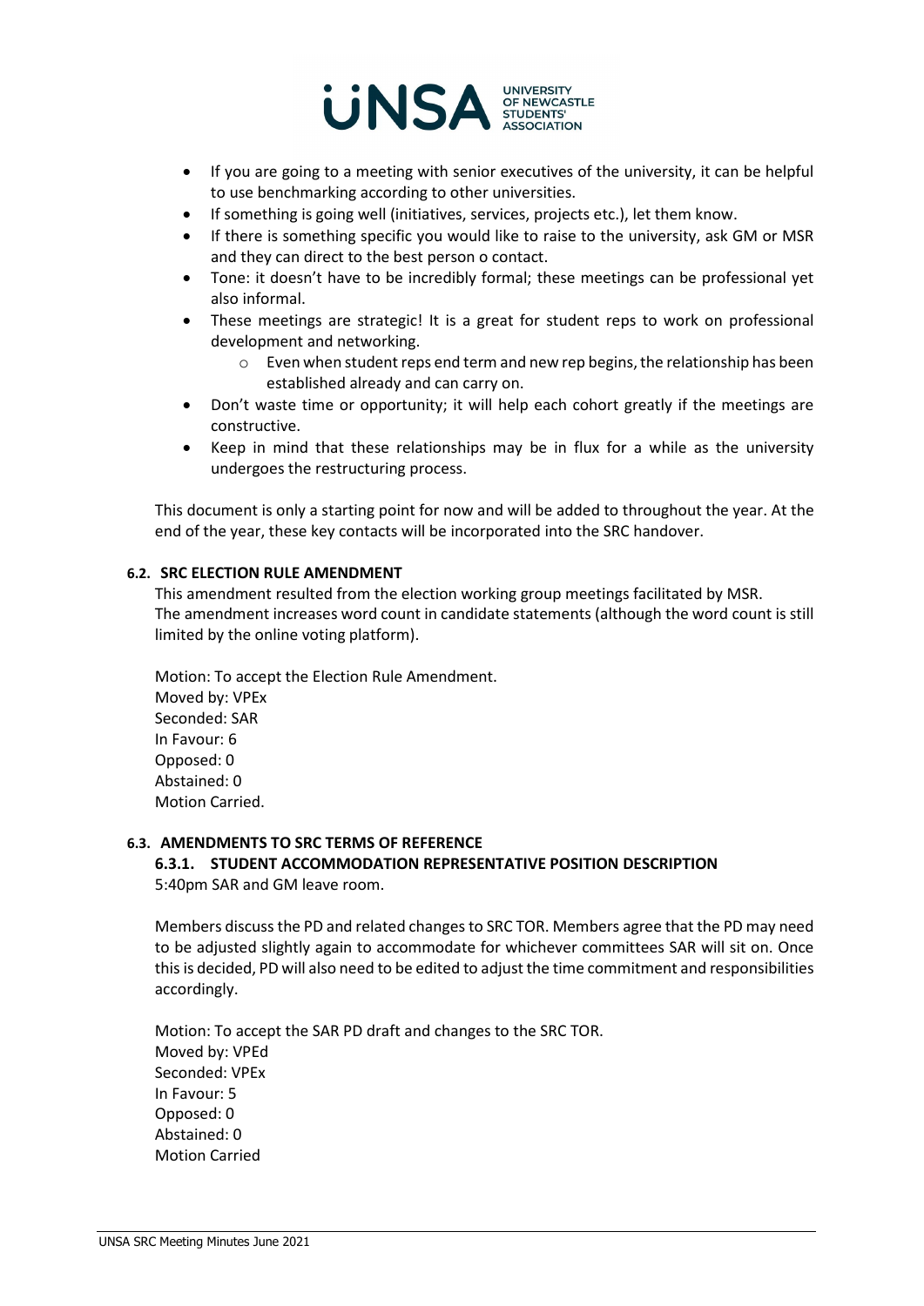- If you are going to a meeting with senior executives of the university, it can be helpful to use benchmarking according to other universities.
- If something is going well (initiatives, services, projects etc.), let them know.
- If there is something specific you would like to raise to the university, ask GM or MSR and they can direct to the best person o contact.
- Tone: it doesn't have to be incredibly formal; these meetings can be professional yet also informal.
- These meetings are strategic! It is a great for student reps to work on professional development and networking.
    - Even when student reps end term and new rep begins, the relationship has been established already and can carry on.
- Don't waste time or opportunity; it will help each cohort greatly if the meetings are constructive.
- Keep in mind that these relationships may be in flux for a while as the university undergoes the restructuring process.

This document is only a starting point for now and will be added to throughout the year. At the end of the year, these key contacts will be incorporated into the SRC handover.

### 6.2. SRC ELECTION RULE AMENDMENT

This amendment resulted from the election working group meetings facilitated by MSR.
The amendment increases word count in candidate statements (although the word count is still limited by the online voting platform).

Motion: To accept the Election Rule Amendment.
Moved by: VPEx
Seconded: SAR
In Favour: 6
Opposed: 0
Abstained: 0
Motion Carried.

### 6.3. AMENDMENTS TO SRC TERMS OF REFERENCE

#### 6.3.1. STUDENT ACCOMMODATION REPRESENTATIVE POSITION DESCRIPTION

5:40pm SAR and GM leave room.

Members discuss the PD and related changes to SRC TOR. Members agree that the PD may need to be adjusted slightly again to accommodate for whichever committees SAR will sit on. Once this is decided, PD will also need to be edited to adjust the time commitment and responsibilities accordingly.

Motion: To accept the SAR PD draft and changes to the SRC TOR.
Moved by: VPEd
Seconded: VPEx
In Favour: 5
Opposed: 0
Abstained: 0
Motion Carried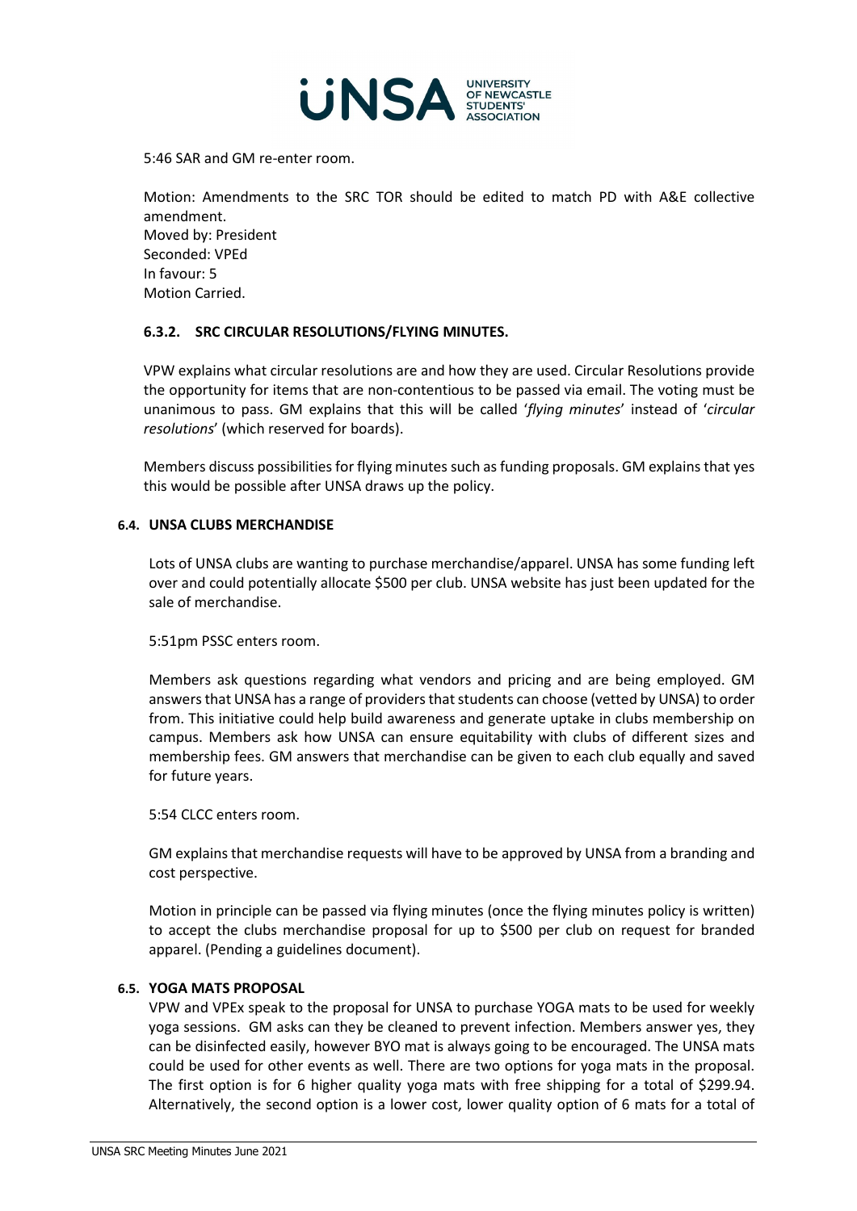5:46 SAR and GM re-enter room.

Motion: Amendments to the SRC TOR should be edited to match PD with A&E collective amendment.
Moved by: President
Seconded: VPEd
In favour: 5
Motion Carried.

#### 6.3.2. SRC CIRCULAR RESOLUTIONS/FLYING MINUTES.

VPW explains what circular resolutions are and how they are used. Circular Resolutions provide the opportunity for items that are non-contentious to be passed via email. The voting must be unanimous to pass. GM explains that this will be called '*flying minutes*' instead of '*circular resolutions*' (which reserved for boards).

Members discuss possibilities for flying minutes such as funding proposals. GM explains that yes this would be possible after UNSA draws up the policy.

### 6.4. UNSA CLUBS MERCHANDISE

Lots of UNSA clubs are wanting to purchase merchandise/apparel. UNSA has some funding left over and could potentially allocate $500 per club. UNSA website has just been updated for the sale of merchandise.

5:51pm PSSC enters room.

Members ask questions regarding what vendors and pricing and are being employed. GM answers that UNSA has a range of providers that students can choose (vetted by UNSA) to order from. This initiative could help build awareness and generate uptake in clubs membership on campus. Members ask how UNSA can ensure equitability with clubs of different sizes and membership fees. GM answers that merchandise can be given to each club equally and saved for future years.

5:54 CLCC enters room.

GM explains that merchandise requests will have to be approved by UNSA from a branding and cost perspective.

Motion in principle can be passed via flying minutes (once the flying minutes policy is written) to accept the clubs merchandise proposal for up to $500 per club on request for branded apparel. (Pending a guidelines document).

### 6.5. YOGA MATS PROPOSAL

VPW and VPEx speak to the proposal for UNSA to purchase YOGA mats to be used for weekly yoga sessions. GM asks can they be cleaned to prevent infection. Members answer yes, they can be disinfected easily, however BYO mat is always going to be encouraged. The UNSA mats could be used for other events as well. There are two options for yoga mats in the proposal. The first option is for 6 higher quality yoga mats with free shipping for a total of $299.94. Alternatively, the second option is a lower cost, lower quality option of 6 mats for a total of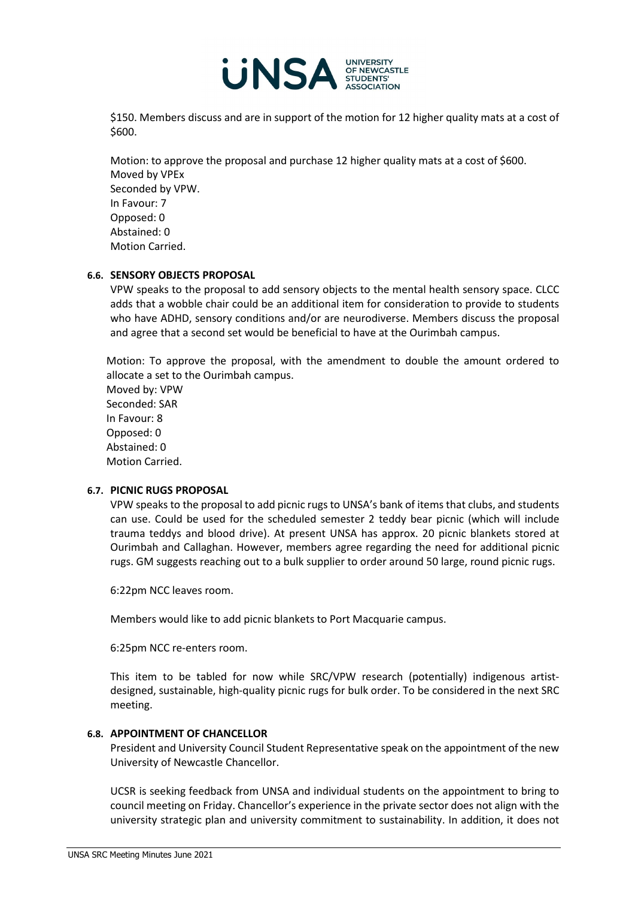$150. Members discuss and are in support of the motion for 12 higher quality mats at a cost of $600.

Motion: to approve the proposal and purchase 12 higher quality mats at a cost of $600.
Moved by VPEx
Seconded by VPW.
In Favour: 7
Opposed: 0
Abstained: 0
Motion Carried.

### 6.6. SENSORY OBJECTS PROPOSAL

VPW speaks to the proposal to add sensory objects to the mental health sensory space. CLCC adds that a wobble chair could be an additional item for consideration to provide to students who have ADHD, sensory conditions and/or are neurodiverse. Members discuss the proposal and agree that a second set would be beneficial to have at the Ourimbah campus.

Motion: To approve the proposal, with the amendment to double the amount ordered to allocate a set to the Ourimbah campus.
Moved by: VPW
Seconded: SAR
In Favour: 8
Opposed: 0
Abstained: 0
Motion Carried.

### 6.7. PICNIC RUGS PROPOSAL

VPW speaks to the proposal to add picnic rugs to UNSA's bank of items that clubs, and students can use. Could be used for the scheduled semester 2 teddy bear picnic (which will include trauma teddys and blood drive). At present UNSA has approx. 20 picnic blankets stored at Ourimbah and Callaghan. However, members agree regarding the need for additional picnic rugs. GM suggests reaching out to a bulk supplier to order around 50 large, round picnic rugs.

6:22pm NCC leaves room.

Members would like to add picnic blankets to Port Macquarie campus.

6:25pm NCC re-enters room.

This item to be tabled for now while SRC/VPW research (potentially) indigenous artist-designed, sustainable, high-quality picnic rugs for bulk order. To be considered in the next SRC meeting.

### 6.8. APPOINTMENT OF CHANCELLOR

President and University Council Student Representative speak on the appointment of the new University of Newcastle Chancellor.

UCSR is seeking feedback from UNSA and individual students on the appointment to bring to council meeting on Friday. Chancellor's experience in the private sector does not align with the university strategic plan and university commitment to sustainability. In addition, it does not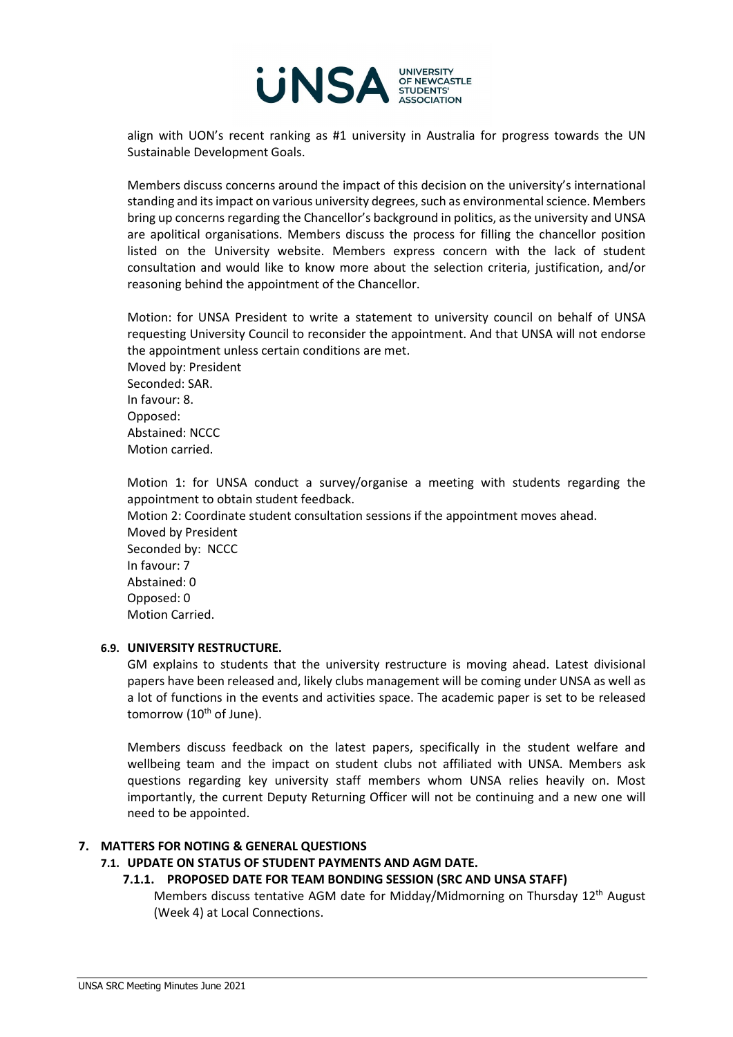align with UON's recent ranking as #1 university in Australia for progress towards the UN Sustainable Development Goals.

Members discuss concerns around the impact of this decision on the university's international standing and its impact on various university degrees, such as environmental science. Members bring up concerns regarding the Chancellor's background in politics, as the university and UNSA are apolitical organisations. Members discuss the process for filling the chancellor position listed on the University website. Members express concern with the lack of student consultation and would like to know more about the selection criteria, justification, and/or reasoning behind the appointment of the Chancellor.

Motion: for UNSA President to write a statement to university council on behalf of UNSA requesting University Council to reconsider the appointment. And that UNSA will not endorse the appointment unless certain conditions are met.
Moved by: President
Seconded: SAR.
In favour: 8.
Opposed:
Abstained: NCCC
Motion carried.

Motion 1: for UNSA conduct a survey/organise a meeting with students regarding the appointment to obtain student feedback.
Motion 2: Coordinate student consultation sessions if the appointment moves ahead.
Moved by President
Seconded by: NCCC
In favour: 7
Abstained: 0
Opposed: 0
Motion Carried.

### 6.9. UNIVERSITY RESTRUCTURE.

GM explains to students that the university restructure is moving ahead. Latest divisional papers have been released and, likely clubs management will be coming under UNSA as well as a lot of functions in the events and activities space. The academic paper is set to be released tomorrow (10th of June).

Members discuss feedback on the latest papers, specifically in the student welfare and wellbeing team and the impact on student clubs not affiliated with UNSA. Members ask questions regarding key university staff members whom UNSA relies heavily on. Most importantly, the current Deputy Returning Officer will not be continuing and a new one will need to be appointed.

## 7. MATTERS FOR NOTING & GENERAL QUESTIONS

### 7.1. UPDATE ON STATUS OF STUDENT PAYMENTS AND AGM DATE.

#### 7.1.1. PROPOSED DATE FOR TEAM BONDING SESSION (SRC AND UNSA STAFF)

Members discuss tentative AGM date for Midday/Midmorning on Thursday 12th August (Week 4) at Local Connections.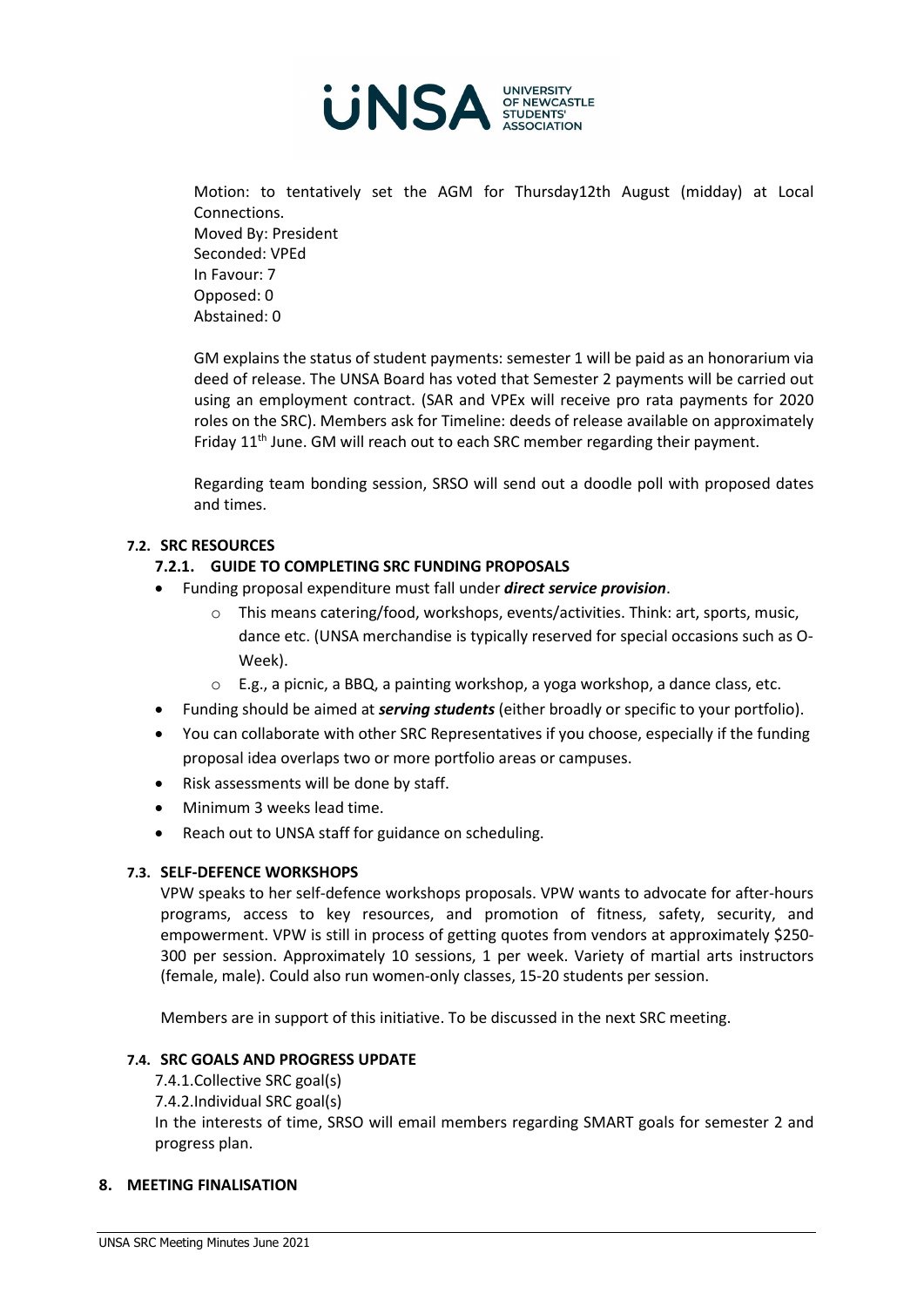Motion: to tentatively set the AGM for Thursday12th August (midday) at Local Connections.
Moved By: President
Seconded: VPEd
In Favour: 7
Opposed: 0
Abstained: 0

GM explains the status of student payments: semester 1 will be paid as an honorarium via deed of release. The UNSA Board has voted that Semester 2 payments will be carried out using an employment contract. (SAR and VPEx will receive pro rata payments for 2020 roles on the SRC). Members ask for Timeline: deeds of release available on approximately Friday 11th June. GM will reach out to each SRC member regarding their payment.

Regarding team bonding session, SRSO will send out a doodle poll with proposed dates and times.

### 7.2. SRC RESOURCES

#### 7.2.1. GUIDE TO COMPLETING SRC FUNDING PROPOSALS

- Funding proposal expenditure must fall under ***direct service provision***.
  - This means catering/food, workshops, events/activities. Think: art, sports, music, dance etc. (UNSA merchandise is typically reserved for special occasions such as O-Week).
  - E.g., a picnic, a BBQ, a painting workshop, a yoga workshop, a dance class, etc.
- Funding should be aimed at ***serving students*** (either broadly or specific to your portfolio).
- You can collaborate with other SRC Representatives if you choose, especially if the funding proposal idea overlaps two or more portfolio areas or campuses.
- Risk assessments will be done by staff.
- Minimum 3 weeks lead time.
- Reach out to UNSA staff for guidance on scheduling.

### 7.3. SELF-DEFENCE WORKSHOPS

VPW speaks to her self-defence workshops proposals. VPW wants to advocate for after-hours programs, access to key resources, and promotion of fitness, safety, security, and empowerment. VPW is still in process of getting quotes from vendors at approximately $250-300 per session. Approximately 10 sessions, 1 per week. Variety of martial arts instructors (female, male). Could also run women-only classes, 15-20 students per session.

Members are in support of this initiative. To be discussed in the next SRC meeting.

### 7.4. SRC GOALS AND PROGRESS UPDATE

7.4.1.Collective SRC goal(s)
7.4.2.Individual SRC goal(s)
In the interests of time, SRSO will email members regarding SMART goals for semester 2 and progress plan.

## 8. MEETING FINALISATION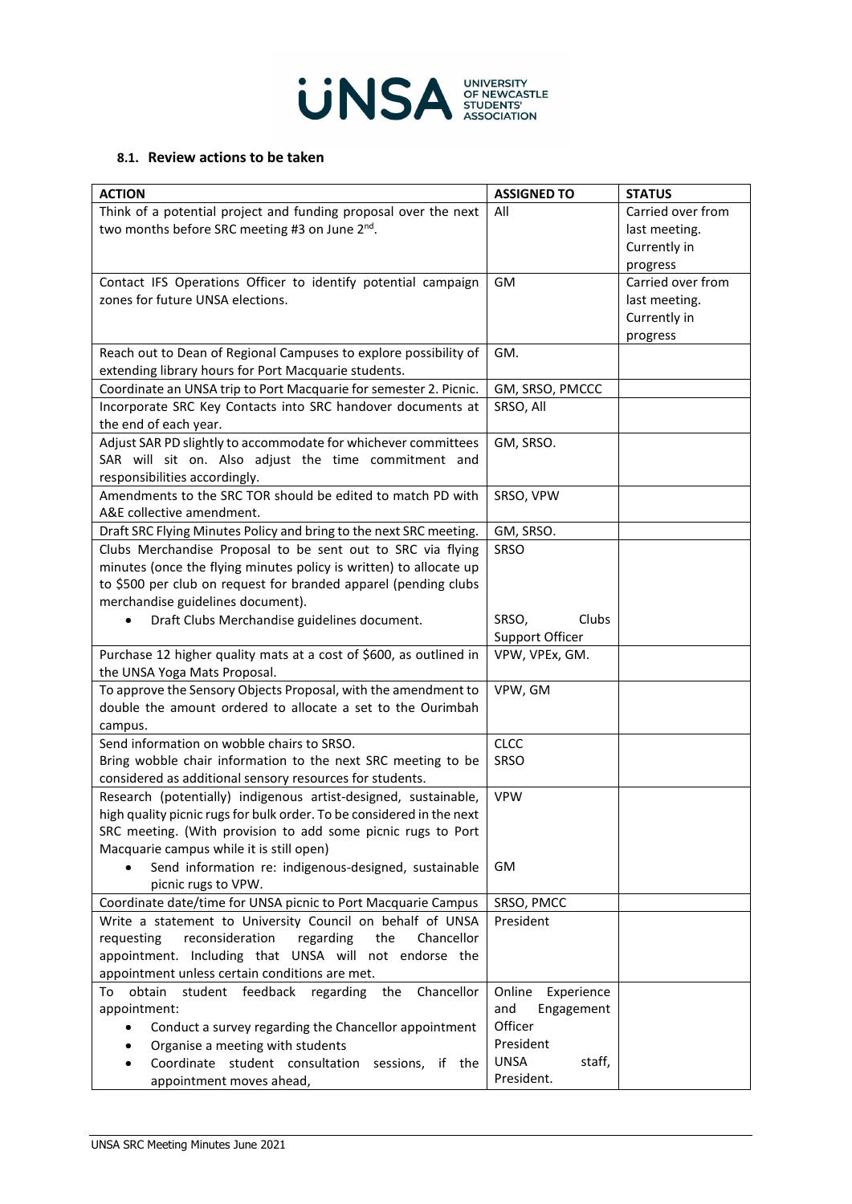### 8.1. Review actions to be taken

| ACTION | ASSIGNED TO | STATUS |
|---|---|---|
| Think of a potential project and funding proposal over the next two months before SRC meeting #3 on June 2nd. | All | Carried over from last meeting. Currently in progress |
| Contact IFS Operations Officer to identify potential campaign zones for future UNSA elections. | GM | Carried over from last meeting. Currently in progress |
| Reach out to Dean of Regional Campuses to explore possibility of extending library hours for Port Macquarie students. | GM. | |
| Coordinate an UNSA trip to Port Macquarie for semester 2. Picnic. | GM, SRSO, PMCCC | |
| Incorporate SRC Key Contacts into SRC handover documents at the end of each year. | SRSO, All | |
| Adjust SAR PD slightly to accommodate for whichever committees SAR will sit on. Also adjust the time commitment and responsibilities accordingly. | GM, SRSO. | |
| Amendments to the SRC TOR should be edited to match PD with A&E collective amendment. | SRSO, VPW | |
| Draft SRC Flying Minutes Policy and bring to the next SRC meeting. | GM, SRSO. | |
| Clubs Merchandise Proposal to be sent out to SRC via flying minutes (once the flying minutes policy is written) to allocate up to $500 per club on request for branded apparel (pending clubs merchandise guidelines document).<br>• Draft Clubs Merchandise guidelines document. | SRSO<br><br><br><br>SRSO, Clubs Support Officer | |
| Purchase 12 higher quality mats at a cost of $600, as outlined in the UNSA Yoga Mats Proposal. | VPW, VPEx, GM. | |
| To approve the Sensory Objects Proposal, with the amendment to double the amount ordered to allocate a set to the Ourimbah campus. | VPW, GM | |
| Send information on wobble chairs to SRSO.<br>Bring wobble chair information to the next SRC meeting to be considered as additional sensory resources for students. | CLCC<br>SRSO | |
| Research (potentially) indigenous artist-designed, sustainable, high quality picnic rugs for bulk order. To be considered in the next SRC meeting. (With provision to add some picnic rugs to Port Macquarie campus while it is still open)<br>• Send information re: indigenous-designed, sustainable picnic rugs to VPW. | VPW<br><br><br><br>GM | |
| Coordinate date/time for UNSA picnic to Port Macquarie Campus | SRSO, PMCC | |
| Write a statement to University Council on behalf of UNSA requesting reconsideration regarding the Chancellor appointment. Including that UNSA will not endorse the appointment unless certain conditions are met. | President | |
| To obtain student feedback regarding the Chancellor appointment:<br>• Conduct a survey regarding the Chancellor appointment<br>• Organise a meeting with students<br>• Coordinate student consultation sessions, if the appointment moves ahead, | Online Experience and Engagement Officer<br>President<br>UNSA staff, President. | |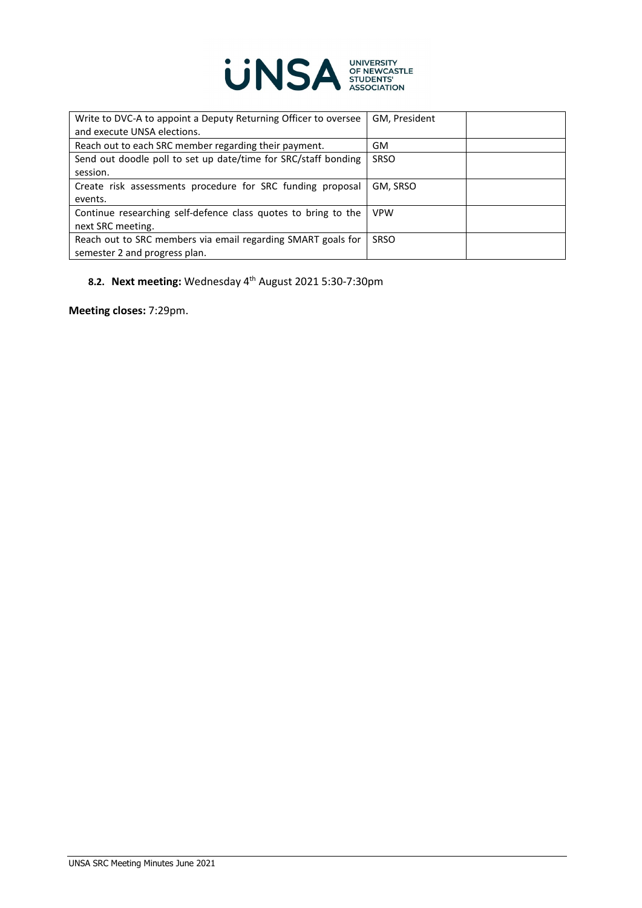| | | |
|---|---|---|
| Write to DVC-A to appoint a Deputy Returning Officer to oversee and execute UNSA elections. | GM, President | |
| Reach out to each SRC member regarding their payment. | GM | |
| Send out doodle poll to set up date/time for SRC/staff bonding session. | SRSO | |
| Create risk assessments procedure for SRC funding proposal events. | GM, SRSO | |
| Continue researching self-defence class quotes to bring to the next SRC meeting. | VPW | |
| Reach out to SRC members via email regarding SMART goals for semester 2 and progress plan. | SRSO | |

**8.2. Next meeting:** Wednesday 4th August 2021 5:30-7:30pm

**Meeting closes:** 7:29pm.